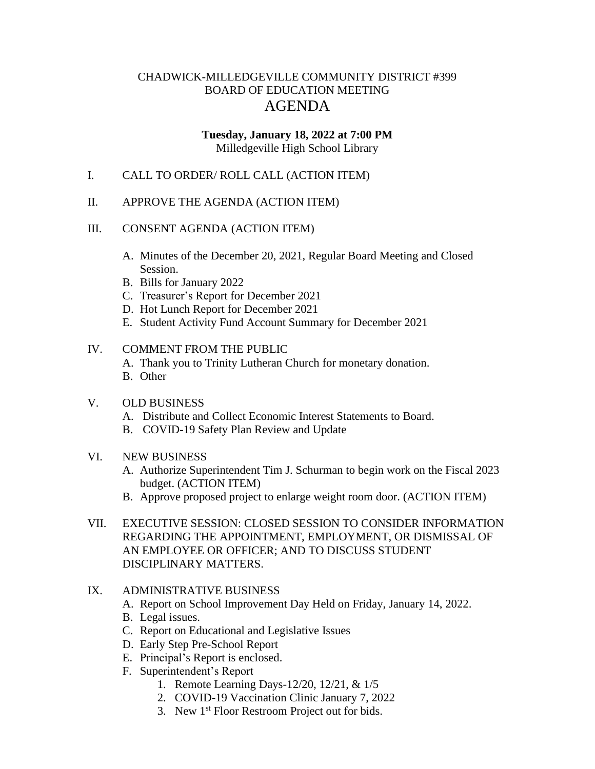# CHADWICK-MILLEDGEVILLE COMMUNITY DISTRICT #399
## BOARD OF EDUCATION MEETING
# AGENDA

**Tuesday, January 18, 2022 at 7:00 PM**
Milledgeville High School Library

I. CALL TO ORDER/ ROLL CALL (ACTION ITEM)

II. APPROVE THE AGENDA (ACTION ITEM)

III. CONSENT AGENDA (ACTION ITEM)

- A. Minutes of the December 20, 2021, Regular Board Meeting and Closed Session.
- B. Bills for January 2022
- C. Treasurer's Report for December 2021
- D. Hot Lunch Report for December 2021
- E. Student Activity Fund Account Summary for December 2021

IV. COMMENT FROM THE PUBLIC

- A. Thank you to Trinity Lutheran Church for monetary donation.
- B. Other

V. OLD BUSINESS

- A. Distribute and Collect Economic Interest Statements to Board.
- B. COVID-19 Safety Plan Review and Update

VI. NEW BUSINESS

- A. Authorize Superintendent Tim J. Schurman to begin work on the Fiscal 2023 budget. (ACTION ITEM)
- B. Approve proposed project to enlarge weight room door. (ACTION ITEM)

VII. EXECUTIVE SESSION: CLOSED SESSION TO CONSIDER INFORMATION REGARDING THE APPOINTMENT, EMPLOYMENT, OR DISMISSAL OF AN EMPLOYEE OR OFFICER; AND TO DISCUSS STUDENT DISCIPLINARY MATTERS.

IX. ADMINISTRATIVE BUSINESS

- A. Report on School Improvement Day Held on Friday, January 14, 2022.
- B. Legal issues.
- C. Report on Educational and Legislative Issues
- D. Early Step Pre-School Report
- E. Principal's Report is enclosed.
- F. Superintendent's Report
  1. Remote Learning Days-12/20, 12/21, & 1/5
  2. COVID-19 Vaccination Clinic January 7, 2022
  3. New 1st Floor Restroom Project out for bids.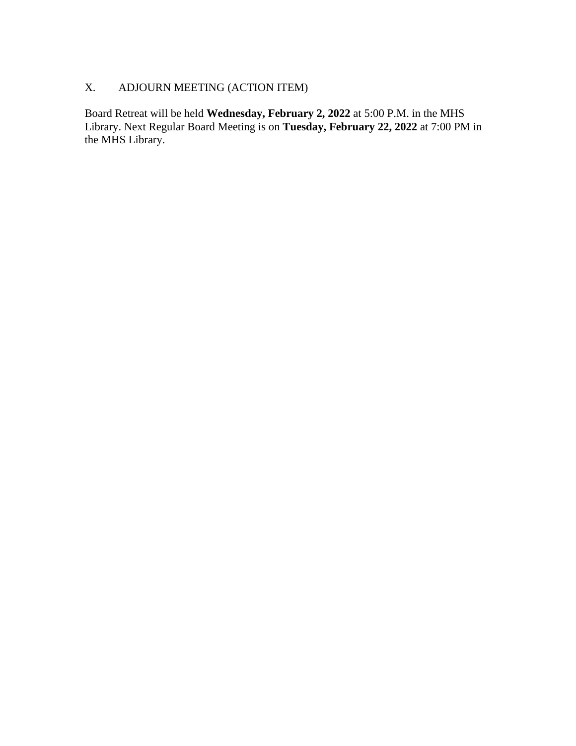X. ADJOURN MEETING (ACTION ITEM)

Board Retreat will be held **Wednesday, February 2, 2022** at 5:00 P.M. in the MHS Library. Next Regular Board Meeting is on **Tuesday, February 22, 2022** at 7:00 PM in the MHS Library.